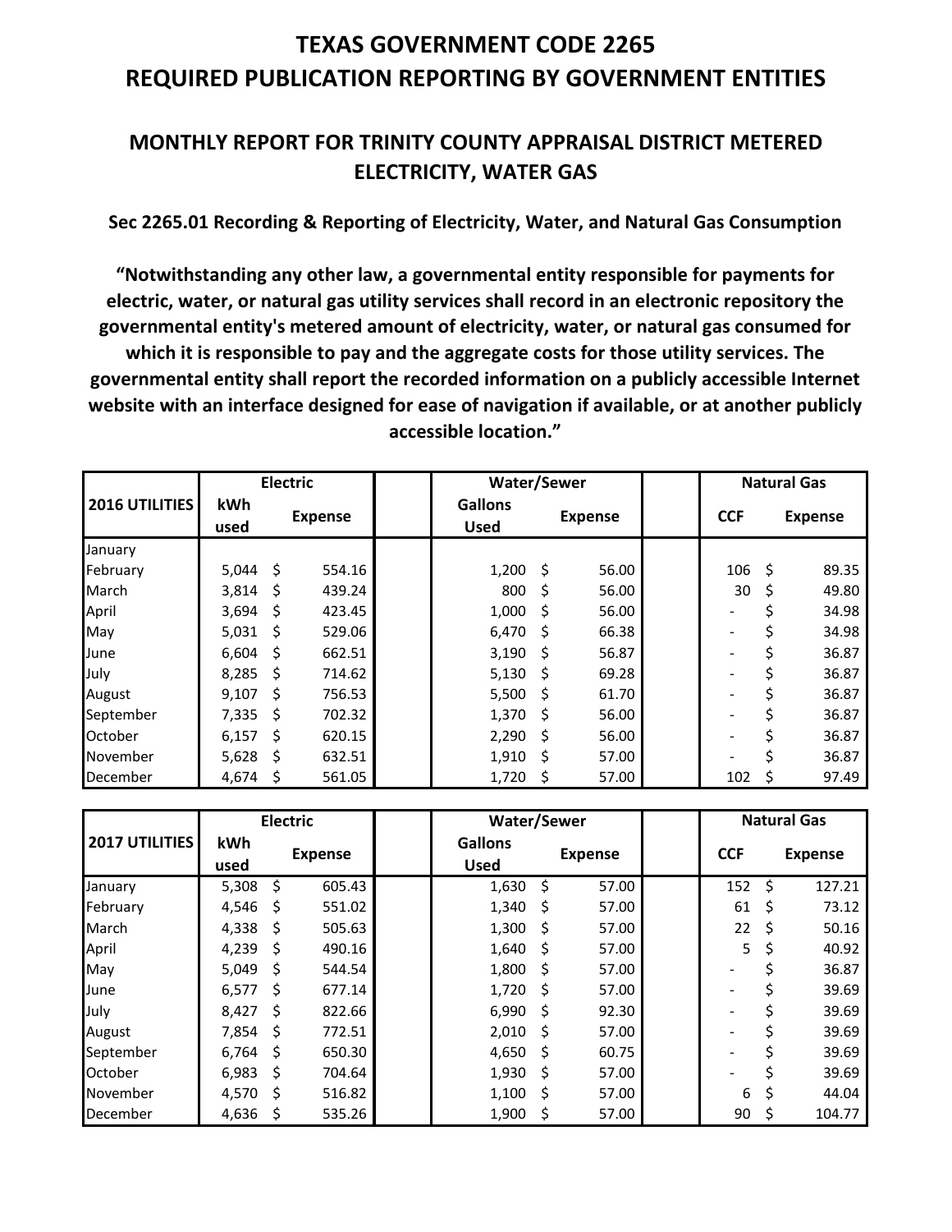# TEXAS GOVERNMENT CODE 2265
# REQUIRED PUBLICATION REPORTING BY GOVERNMENT ENTITIES

## MONTHLY REPORT FOR TRINITY COUNTY APPRAISAL DISTRICT METERED ELECTRICITY, WATER GAS

**Sec 2265.01 Recording & Reporting of Electricity, Water, and Natural Gas Consumption**

**"Notwithstanding any other law, a governmental entity responsible for payments for electric, water, or natural gas utility services shall record in an electronic repository the governmental entity's metered amount of electricity, water, or natural gas consumed for which it is responsible to pay and the aggregate costs for those utility services. The governmental entity shall report the recorded information on a publicly accessible Internet website with an interface designed for ease of navigation if available, or at another publicly accessible location."**

| 2016 UTILITIES | Electric | | | Water/Sewer | | | Natural Gas | |
|---|---|---|---|---|---|---|---|---|
| | kWh used | Expense | | Gallons Used | Expense | | CCF | Expense |
| January | | | | | | | | |
| February | 5,044 | $ 554.16 | | 1,200 | $ 56.00 | | 106 | $ 89.35 |
| March | 3,814 | $ 439.24 | | 800 | $ 56.00 | | 30 | $ 49.80 |
| April | 3,694 | $ 423.45 | | 1,000 | $ 56.00 | | - | $ 34.98 |
| May | 5,031 | $ 529.06 | | 6,470 | $ 66.38 | | - | $ 34.98 |
| June | 6,604 | $ 662.51 | | 3,190 | $ 56.87 | | - | $ 36.87 |
| July | 8,285 | $ 714.62 | | 5,130 | $ 69.28 | | - | $ 36.87 |
| August | 9,107 | $ 756.53 | | 5,500 | $ 61.70 | | - | $ 36.87 |
| September | 7,335 | $ 702.32 | | 1,370 | $ 56.00 | | - | $ 36.87 |
| October | 6,157 | $ 620.15 | | 2,290 | $ 56.00 | | - | $ 36.87 |
| November | 5,628 | $ 632.51 | | 1,910 | $ 57.00 | | - | $ 36.87 |
| December | 4,674 | $ 561.05 | | 1,720 | $ 57.00 | | 102 | $ 97.49 |

| 2017 UTILITIES | Electric | | | Water/Sewer | | | Natural Gas | |
|---|---|---|---|---|---|---|---|---|
| | kWh used | Expense | | Gallons Used | Expense | | CCF | Expense |
| January | 5,308 | $ 605.43 | | 1,630 | $ 57.00 | | 152 | $ 127.21 |
| February | 4,546 | $ 551.02 | | 1,340 | $ 57.00 | | 61 | $ 73.12 |
| March | 4,338 | $ 505.63 | | 1,300 | $ 57.00 | | 22 | $ 50.16 |
| April | 4,239 | $ 490.16 | | 1,640 | $ 57.00 | | 5 | $ 40.92 |
| May | 5,049 | $ 544.54 | | 1,800 | $ 57.00 | | - | $ 36.87 |
| June | 6,577 | $ 677.14 | | 1,720 | $ 57.00 | | - | $ 39.69 |
| July | 8,427 | $ 822.66 | | 6,990 | $ 92.30 | | - | $ 39.69 |
| August | 7,854 | $ 772.51 | | 2,010 | $ 57.00 | | - | $ 39.69 |
| September | 6,764 | $ 650.30 | | 4,650 | $ 60.75 | | - | $ 39.69 |
| October | 6,983 | $ 704.64 | | 1,930 | $ 57.00 | | - | $ 39.69 |
| November | 4,570 | $ 516.82 | | 1,100 | $ 57.00 | | 6 | $ 44.04 |
| December | 4,636 | $ 535.26 | | 1,900 | $ 57.00 | | 90 | $ 104.77 |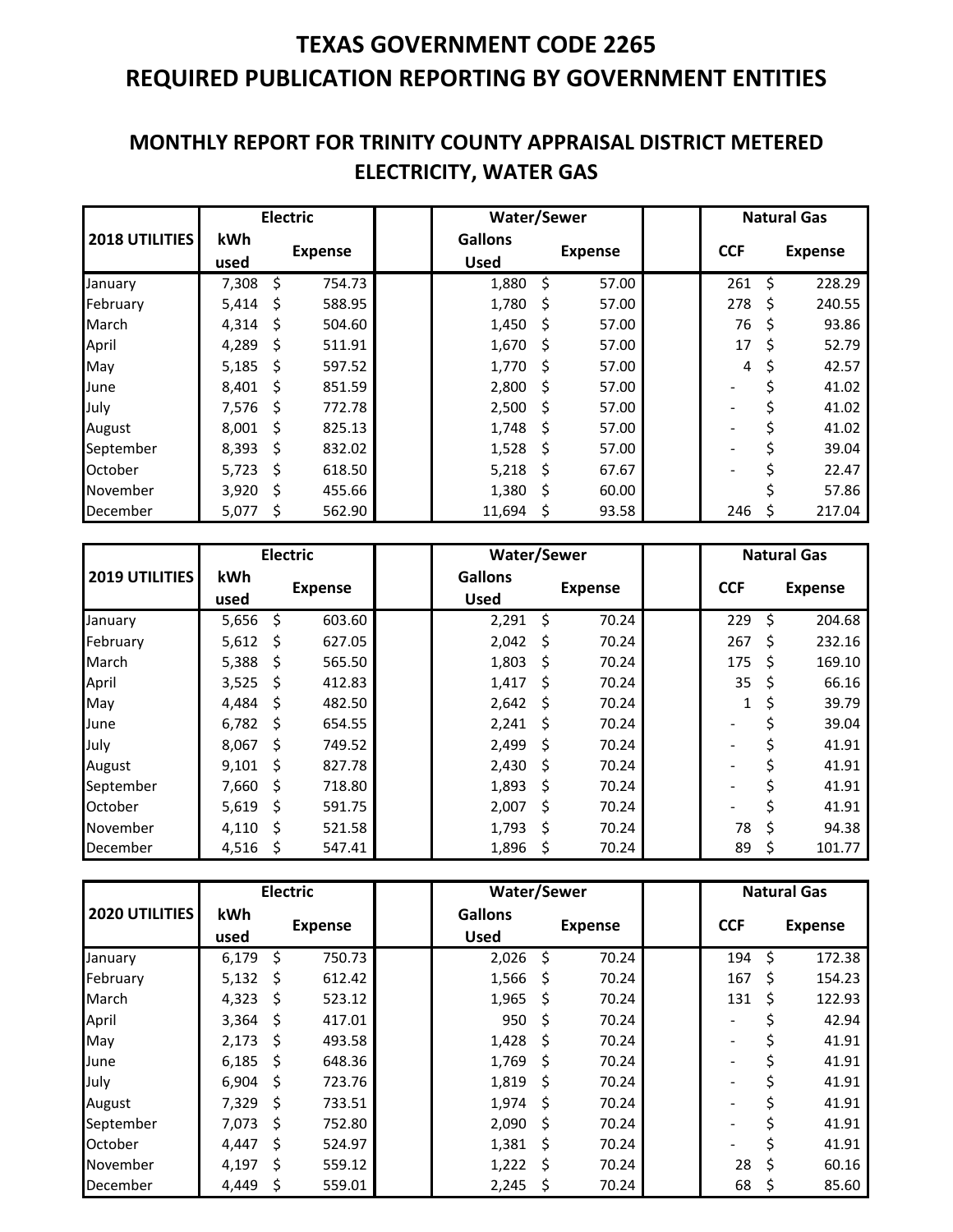# TEXAS GOVERNMENT CODE 2265
# REQUIRED PUBLICATION REPORTING BY GOVERNMENT ENTITIES

## MONTHLY REPORT FOR TRINITY COUNTY APPRAISAL DISTRICT METERED ELECTRICITY, WATER GAS

| 2018 UTILITIES | Electric | | | Water/Sewer | | | Natural Gas | |
|---|---|---|---|---|---|---|---|---|
| | kWh used | Expense | | Gallons Used | Expense | | CCF | Expense |
| January | 7,308 | $ 754.73 | | 1,880 | $ 57.00 | | 261 | $ 228.29 |
| February | 5,414 | $ 588.95 | | 1,780 | $ 57.00 | | 278 | $ 240.55 |
| March | 4,314 | $ 504.60 | | 1,450 | $ 57.00 | | 76 | $ 93.86 |
| April | 4,289 | $ 511.91 | | 1,670 | $ 57.00 | | 17 | $ 52.79 |
| May | 5,185 | $ 597.52 | | 1,770 | $ 57.00 | | 4 | $ 42.57 |
| June | 8,401 | $ 851.59 | | 2,800 | $ 57.00 | | - | $ 41.02 |
| July | 7,576 | $ 772.78 | | 2,500 | $ 57.00 | | - | $ 41.02 |
| August | 8,001 | $ 825.13 | | 1,748 | $ 57.00 | | - | $ 41.02 |
| September | 8,393 | $ 832.02 | | 1,528 | $ 57.00 | | - | $ 39.04 |
| October | 5,723 | $ 618.50 | | 5,218 | $ 67.67 | | - | $ 22.47 |
| November | 3,920 | $ 455.66 | | 1,380 | $ 60.00 | | | $ 57.86 |
| December | 5,077 | $ 562.90 | | 11,694 | $ 93.58 | | 246 | $ 217.04 |

| 2019 UTILITIES | Electric | | | Water/Sewer | | | Natural Gas | |
|---|---|---|---|---|---|---|---|---|
| | kWh used | Expense | | Gallons Used | Expense | | CCF | Expense |
| January | 5,656 | $ 603.60 | | 2,291 | $ 70.24 | | 229 | $ 204.68 |
| February | 5,612 | $ 627.05 | | 2,042 | $ 70.24 | | 267 | $ 232.16 |
| March | 5,388 | $ 565.50 | | 1,803 | $ 70.24 | | 175 | $ 169.10 |
| April | 3,525 | $ 412.83 | | 1,417 | $ 70.24 | | 35 | $ 66.16 |
| May | 4,484 | $ 482.50 | | 2,642 | $ 70.24 | | 1 | $ 39.79 |
| June | 6,782 | $ 654.55 | | 2,241 | $ 70.24 | | - | $ 39.04 |
| July | 8,067 | $ 749.52 | | 2,499 | $ 70.24 | | - | $ 41.91 |
| August | 9,101 | $ 827.78 | | 2,430 | $ 70.24 | | - | $ 41.91 |
| September | 7,660 | $ 718.80 | | 1,893 | $ 70.24 | | - | $ 41.91 |
| October | 5,619 | $ 591.75 | | 2,007 | $ 70.24 | | - | $ 41.91 |
| November | 4,110 | $ 521.58 | | 1,793 | $ 70.24 | | 78 | $ 94.38 |
| December | 4,516 | $ 547.41 | | 1,896 | $ 70.24 | | 89 | $ 101.77 |

| 2020 UTILITIES | Electric | | | Water/Sewer | | | Natural Gas | |
|---|---|---|---|---|---|---|---|---|
| | kWh used | Expense | | Gallons Used | Expense | | CCF | Expense |
| January | 6,179 | $ 750.73 | | 2,026 | $ 70.24 | | 194 | $ 172.38 |
| February | 5,132 | $ 612.42 | | 1,566 | $ 70.24 | | 167 | $ 154.23 |
| March | 4,323 | $ 523.12 | | 1,965 | $ 70.24 | | 131 | $ 122.93 |
| April | 3,364 | $ 417.01 | | 950 | $ 70.24 | | - | $ 42.94 |
| May | 2,173 | $ 493.58 | | 1,428 | $ 70.24 | | - | $ 41.91 |
| June | 6,185 | $ 648.36 | | 1,769 | $ 70.24 | | - | $ 41.91 |
| July | 6,904 | $ 723.76 | | 1,819 | $ 70.24 | | - | $ 41.91 |
| August | 7,329 | $ 733.51 | | 1,974 | $ 70.24 | | - | $ 41.91 |
| September | 7,073 | $ 752.80 | | 2,090 | $ 70.24 | | - | $ 41.91 |
| October | 4,447 | $ 524.97 | | 1,381 | $ 70.24 | | - | $ 41.91 |
| November | 4,197 | $ 559.12 | | 1,222 | $ 70.24 | | 28 | $ 60.16 |
| December | 4,449 | $ 559.01 | | 2,245 | $ 70.24 | | 68 | $ 85.60 |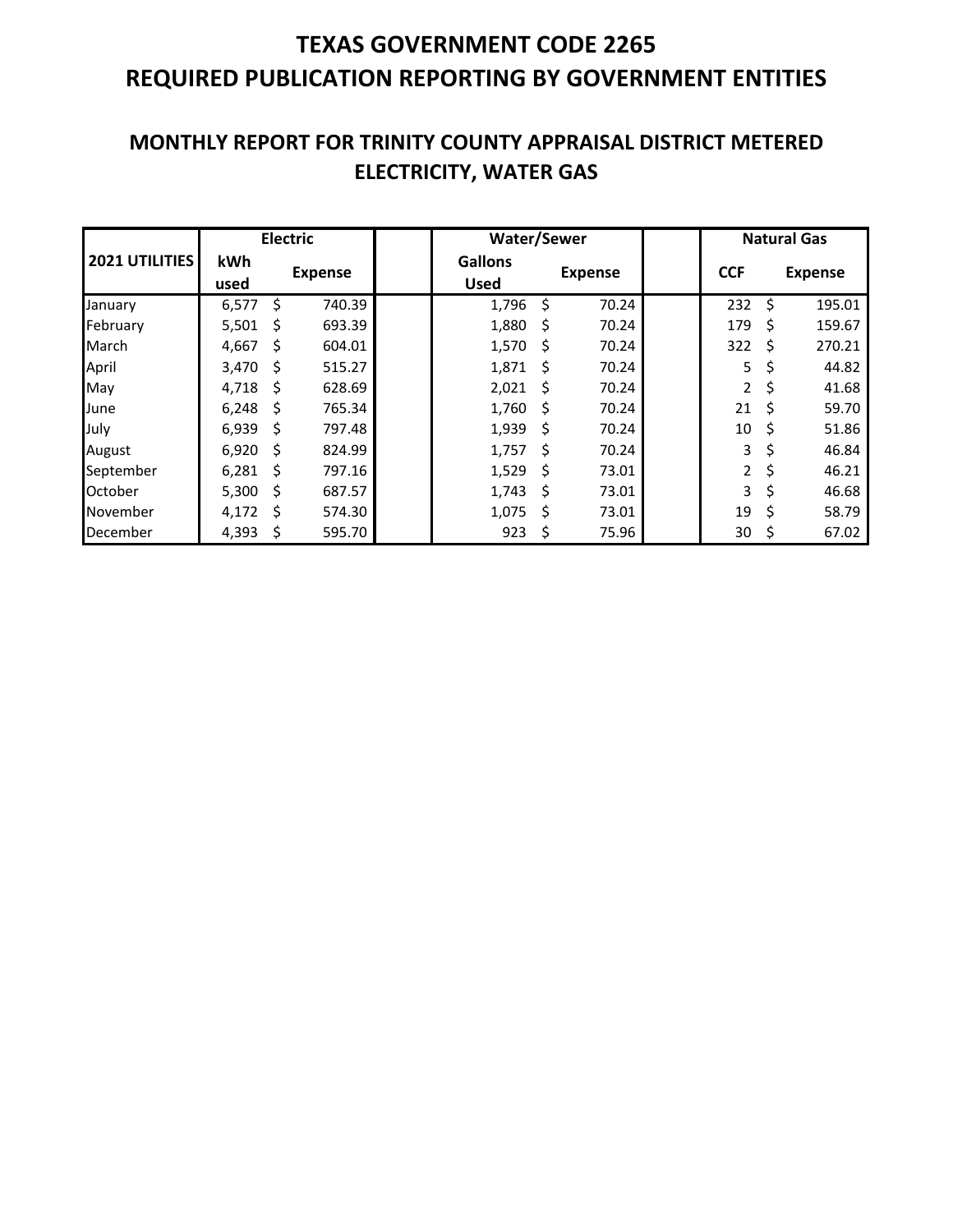# TEXAS GOVERNMENT CODE 2265
# REQUIRED PUBLICATION REPORTING BY GOVERNMENT ENTITIES

## MONTHLY REPORT FOR TRINITY COUNTY APPRAISAL DISTRICT METERED ELECTRICITY, WATER GAS

| | Electric | | | Water/Sewer | | | Natural Gas | |
|---|---|---|---|---|---|---|---|---|
| **2021 UTILITIES** | **kWh used** | **Expense** | | **Gallons Used** | **Expense** | | **CCF** | **Expense** |
| January | 6,577 | $ 740.39 | | 1,796 | $ 70.24 | | 232 | $ 195.01 |
| February | 5,501 | $ 693.39 | | 1,880 | $ 70.24 | | 179 | $ 159.67 |
| March | 4,667 | $ 604.01 | | 1,570 | $ 70.24 | | 322 | $ 270.21 |
| April | 3,470 | $ 515.27 | | 1,871 | $ 70.24 | | 5 | $ 44.82 |
| May | 4,718 | $ 628.69 | | 2,021 | $ 70.24 | | 2 | $ 41.68 |
| June | 6,248 | $ 765.34 | | 1,760 | $ 70.24 | | 21 | $ 59.70 |
| July | 6,939 | $ 797.48 | | 1,939 | $ 70.24 | | 10 | $ 51.86 |
| August | 6,920 | $ 824.99 | | 1,757 | $ 70.24 | | 3 | $ 46.84 |
| September | 6,281 | $ 797.16 | | 1,529 | $ 73.01 | | 2 | $ 46.21 |
| October | 5,300 | $ 687.57 | | 1,743 | $ 73.01 | | 3 | $ 46.68 |
| November | 4,172 | $ 574.30 | | 1,075 | $ 73.01 | | 19 | $ 58.79 |
| December | 4,393 | $ 595.70 | | 923 | $ 75.96 | | 30 | $ 67.02 |